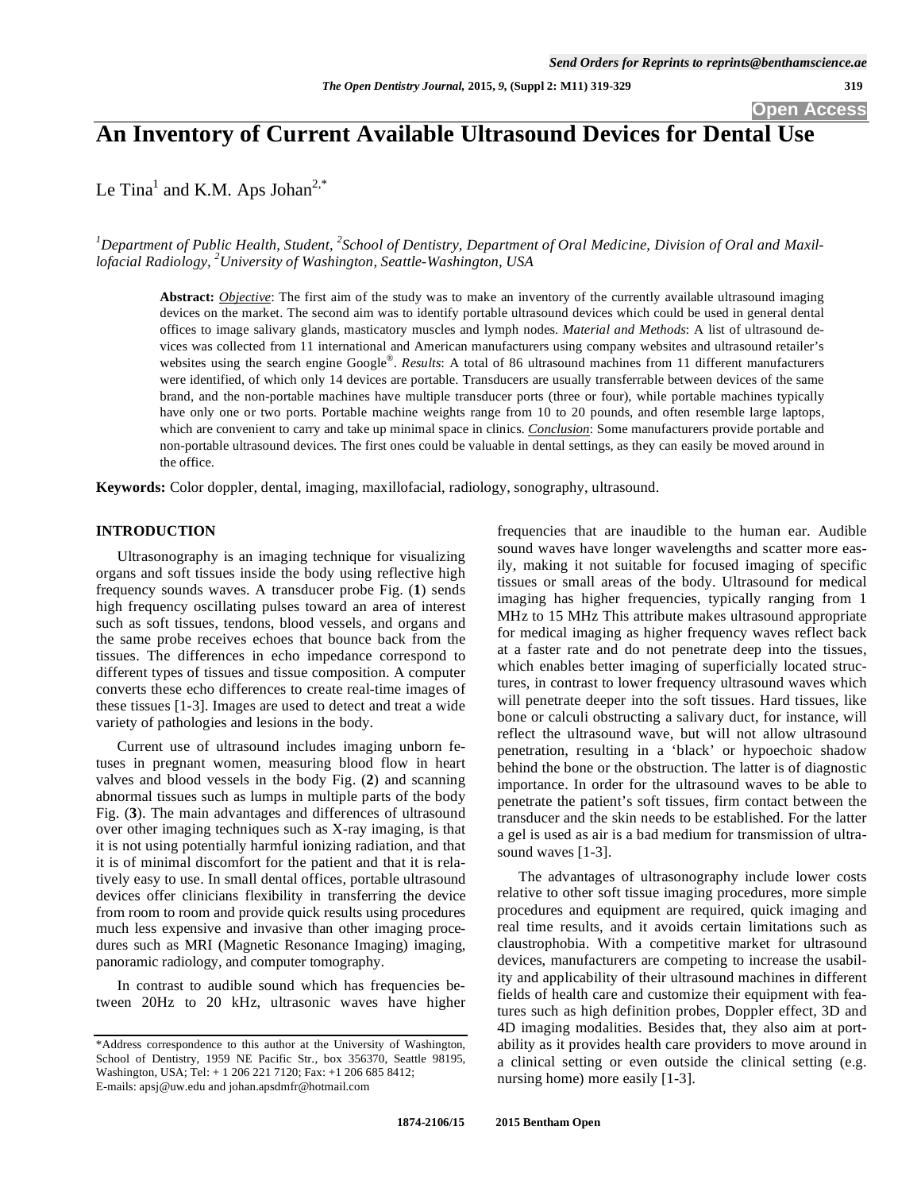# An Inventory of Current Available Ultrasound Devices for Dental Use

Le Tina[1] and K.M. Aps Johan[2,*]

*[1]Department of Public Health, Student, [2]School of Dentistry, Department of Oral Medicine, Division of Oral and Maxillofacial Radiology, [2]University of Washington, Seattle-Washington, USA*

**Abstract:** ***Objective***: The first aim of the study was to make an inventory of the currently available ultrasound imaging devices on the market. The second aim was to identify portable ultrasound devices which could be used in general dental offices to image salivary glands, masticatory muscles and lymph nodes. *Material and Methods*: A list of ultrasound devices was collected from 11 international and American manufacturers using company websites and ultrasound retailer's websites using the search engine Google®. *Results*: A total of 86 ultrasound machines from 11 different manufacturers were identified, of which only 14 devices are portable. Transducers are usually transferrable between devices of the same brand, and the non-portable machines have multiple transducer ports (three or four), while portable machines typically have only one or two ports. Portable machine weights range from 10 to 20 pounds, and often resemble large laptops, which are convenient to carry and take up minimal space in clinics. ***Conclusion***: Some manufacturers provide portable and non-portable ultrasound devices. The first ones could be valuable in dental settings, as they can easily be moved around in the office.

**Keywords:** Color doppler, dental, imaging, maxillofacial, radiology, sonography, ultrasound.

## INTRODUCTION

Ultrasonography is an imaging technique for visualizing organs and soft tissues inside the body using reflective high frequency sounds waves. A transducer probe Fig. (**1**) sends high frequency oscillating pulses toward an area of interest such as soft tissues, tendons, blood vessels, and organs and the same probe receives echoes that bounce back from the tissues. The differences in echo impedance correspond to different types of tissues and tissue composition. A computer converts these echo differences to create real-time images of these tissues [1-3]. Images are used to detect and treat a wide variety of pathologies and lesions in the body.

Current use of ultrasound includes imaging unborn fetuses in pregnant women, measuring blood flow in heart valves and blood vessels in the body Fig. (**2**) and scanning abnormal tissues such as lumps in multiple parts of the body Fig. (**3**). The main advantages and differences of ultrasound over other imaging techniques such as X-ray imaging, is that it is not using potentially harmful ionizing radiation, and that it is of minimal discomfort for the patient and that it is relatively easy to use. In small dental offices, portable ultrasound devices offer clinicians flexibility in transferring the device from room to room and provide quick results using procedures much less expensive and invasive than other imaging procedures such as MRI (Magnetic Resonance Imaging) imaging, panoramic radiology, and computer tomography.

In contrast to audible sound which has frequencies between 20Hz to 20 kHz, ultrasonic waves have higher frequencies that are inaudible to the human ear. Audible sound waves have longer wavelengths and scatter more easily, making it not suitable for focused imaging of specific tissues or small areas of the body. Ultrasound for medical imaging has higher frequencies, typically ranging from 1 MHz to 15 MHz This attribute makes ultrasound appropriate for medical imaging as higher frequency waves reflect back at a faster rate and do not penetrate deep into the tissues, which enables better imaging of superficially located structures, in contrast to lower frequency ultrasound waves which will penetrate deeper into the soft tissues. Hard tissues, like bone or calculi obstructing a salivary duct, for instance, will reflect the ultrasound wave, but will not allow ultrasound penetration, resulting in a 'black' or hypoechoic shadow behind the bone or the obstruction. The latter is of diagnostic importance. In order for the ultrasound waves to be able to penetrate the patient's soft tissues, firm contact between the transducer and the skin needs to be established. For the latter a gel is used as air is a bad medium for transmission of ultrasound waves [1-3].

The advantages of ultrasonography include lower costs relative to other soft tissue imaging procedures, more simple procedures and equipment are required, quick imaging and real time results, and it avoids certain limitations such as claustrophobia. With a competitive market for ultrasound devices, manufacturers are competing to increase the usability and applicability of their ultrasound machines in different fields of health care and customize their equipment with features such as high definition probes, Doppler effect, 3D and 4D imaging modalities. Besides that, they also aim at portability as it provides health care providers to move around in a clinical setting or even outside the clinical setting (e.g. nursing home) more easily [1-3].

*Address correspondence to this author at the University of Washington, School of Dentistry, 1959 NE Pacific Str., box 356370, Seattle 98195, Washington, USA; Tel: + 1 206 221 7120; Fax: +1 206 685 8412; E-mails: apsj@uw.edu and johan.apsdmfr@hotmail.com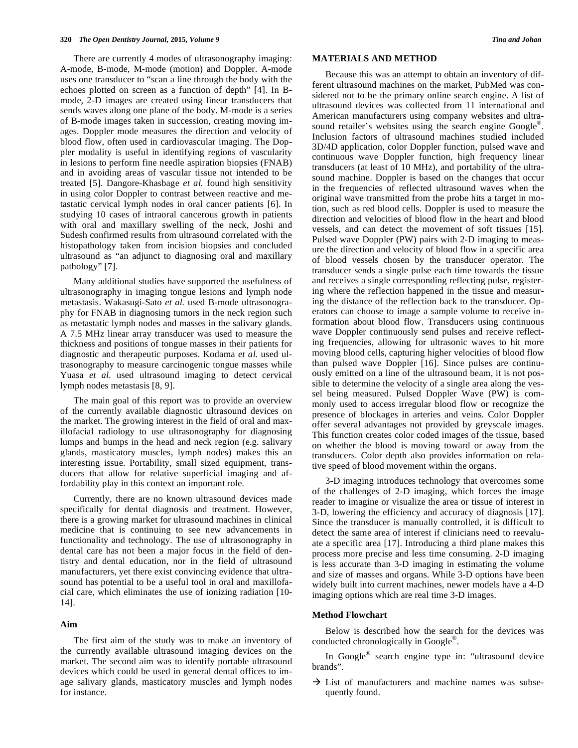There are currently 4 modes of ultrasonography imaging: A-mode, B-mode, M-mode (motion) and Doppler. A-mode uses one transducer to "scan a line through the body with the echoes plotted on screen as a function of depth" [4]. In B-mode, 2-D images are created using linear transducers that sends waves along one plane of the body. M-mode is a series of B-mode images taken in succession, creating moving images. Doppler mode measures the direction and velocity of blood flow, often used in cardiovascular imaging. The Doppler modality is useful in identifying regions of vascularity in lesions to perform fine needle aspiration biopsies (FNAB) and in avoiding areas of vascular tissue not intended to be treated [5]. Dangore-Khasbage *et al.* found high sensitivity in using color Doppler to contrast between reactive and metastatic cervical lymph nodes in oral cancer patients [6]. In studying 10 cases of intraoral cancerous growth in patients with oral and maxillary swelling of the neck, Joshi and Sudesh confirmed results from ultrasound correlated with the histopathology taken from incision biopsies and concluded ultrasound as "an adjunct to diagnosing oral and maxillary pathology" [7].

Many additional studies have supported the usefulness of ultrasonography in imaging tongue lesions and lymph node metastasis. Wakasugi-Sato *et al.* used B-mode ultrasonography for FNAB in diagnosing tumors in the neck region such as metastatic lymph nodes and masses in the salivary glands. A 7.5 MHz linear array transducer was used to measure the thickness and positions of tongue masses in their patients for diagnostic and therapeutic purposes. Kodama *et al.* used ultrasonography to measure carcinogenic tongue masses while Yuasa *et al.* used ultrasound imaging to detect cervical lymph nodes metastasis [8, 9].

The main goal of this report was to provide an overview of the currently available diagnostic ultrasound devices on the market. The growing interest in the field of oral and maxillofacial radiology to use ultrasonography for diagnosing lumps and bumps in the head and neck region (e.g. salivary glands, masticatory muscles, lymph nodes) makes this an interesting issue. Portability, small sized equipment, transducers that allow for relative superficial imaging and affordability play in this context an important role.

Currently, there are no known ultrasound devices made specifically for dental diagnosis and treatment. However, there is a growing market for ultrasound machines in clinical medicine that is continuing to see new advancements in functionality and technology. The use of ultrasonography in dental care has not been a major focus in the field of dentistry and dental education, nor in the field of ultrasound manufacturers, yet there exist convincing evidence that ultrasound has potential to be a useful tool in oral and maxillofacial care, which eliminates the use of ionizing radiation [10-14].

### Aim

The first aim of the study was to make an inventory of the currently available ultrasound imaging devices on the market. The second aim was to identify portable ultrasound devices which could be used in general dental offices to image salivary glands, masticatory muscles and lymph nodes for instance.

## MATERIALS AND METHOD

Because this was an attempt to obtain an inventory of different ultrasound machines on the market, PubMed was considered not to be the primary online search engine. A list of ultrasound devices was collected from 11 international and American manufacturers using company websites and ultrasound retailer's websites using the search engine Google®. Inclusion factors of ultrasound machines studied included 3D/4D application, color Doppler function, pulsed wave and continuous wave Doppler function, high frequency linear transducers (at least of 10 MHz), and portability of the ultrasound machine. Doppler is based on the changes that occur in the frequencies of reflected ultrasound waves when the original wave transmitted from the probe hits a target in motion, such as red blood cells. Doppler is used to measure the direction and velocities of blood flow in the heart and blood vessels, and can detect the movement of soft tissues [15]. Pulsed wave Doppler (PW) pairs with 2-D imaging to measure the direction and velocity of blood flow in a specific area of blood vessels chosen by the transducer operator. The transducer sends a single pulse each time towards the tissue and receives a single corresponding reflecting pulse, registering where the reflection happened in the tissue and measuring the distance of the reflection back to the transducer. Operators can choose to image a sample volume to receive information about blood flow. Transducers using continuous wave Doppler continuously send pulses and receive reflecting frequencies, allowing for ultrasonic waves to hit more moving blood cells, capturing higher velocities of blood flow than pulsed wave Doppler [16]. Since pulses are continuously emitted on a line of the ultrasound beam, it is not possible to determine the velocity of a single area along the vessel being measured. Pulsed Doppler Wave (PW) is commonly used to access irregular blood flow or recognize the presence of blockages in arteries and veins. Color Doppler offer several advantages not provided by greyscale images. This function creates color coded images of the tissue, based on whether the blood is moving toward or away from the transducers. Color depth also provides information on relative speed of blood movement within the organs.

3-D imaging introduces technology that overcomes some of the challenges of 2-D imaging, which forces the image reader to imagine or visualize the area or tissue of interest in 3-D, lowering the efficiency and accuracy of diagnosis [17]. Since the transducer is manually controlled, it is difficult to detect the same area of interest if clinicians need to reevaluate a specific area [17]. Introducing a third plane makes this process more precise and less time consuming. 2-D imaging is less accurate than 3-D imaging in estimating the volume and size of masses and organs. While 3-D options have been widely built into current machines, newer models have a 4-D imaging options which are real time 3-D images.

### Method Flowchart

Below is described how the search for the devices was conducted chronologically in Google®.

In Google® search engine type in: "ultrasound device brands".

→ List of manufacturers and machine names was subsequently found.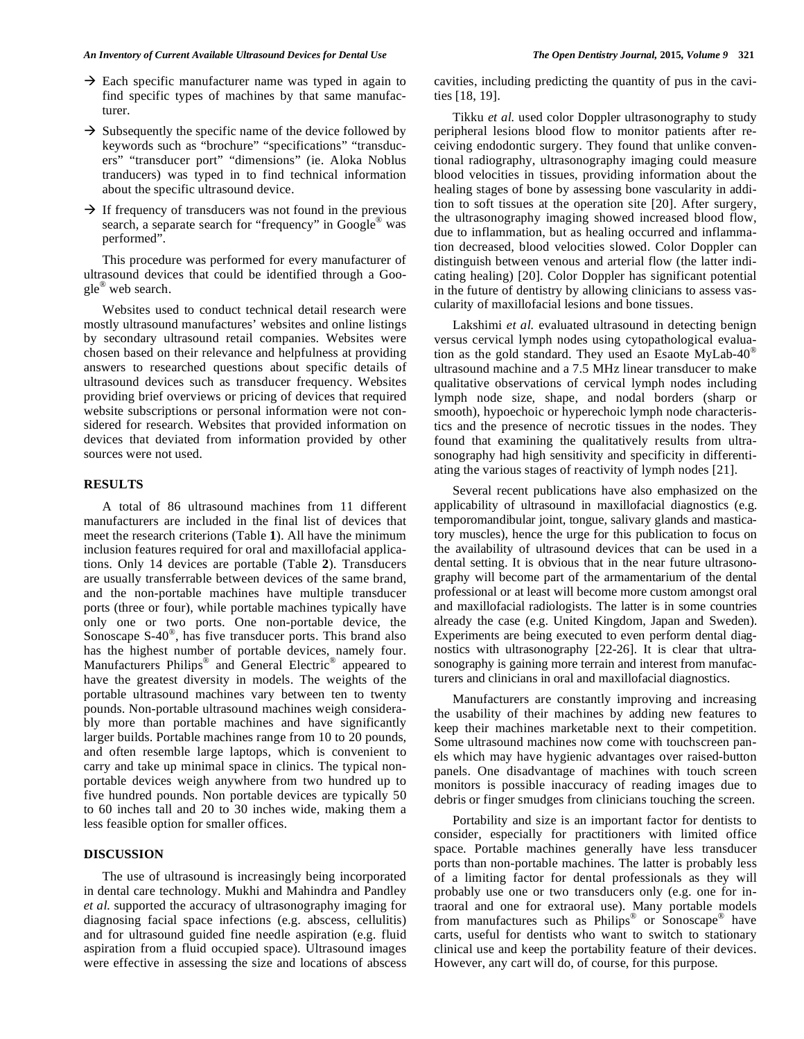→ Each specific manufacturer name was typed in again to find specific types of machines by that same manufacturer.

→ Subsequently the specific name of the device followed by keywords such as "brochure" "specifications" "transducers" "transducer port" "dimensions" (ie. Aloka Noblus tranducers) was typed in to find technical information about the specific ultrasound device.

→ If frequency of transducers was not found in the previous search, a separate search for "frequency" in Google® was performed".

This procedure was performed for every manufacturer of ultrasound devices that could be identified through a Google® web search.

Websites used to conduct technical detail research were mostly ultrasound manufactures' websites and online listings by secondary ultrasound retail companies. Websites were chosen based on their relevance and helpfulness at providing answers to researched questions about specific details of ultrasound devices such as transducer frequency. Websites providing brief overviews or pricing of devices that required website subscriptions or personal information were not considered for research. Websites that provided information on devices that deviated from information provided by other sources were not used.

## RESULTS

A total of 86 ultrasound machines from 11 different manufacturers are included in the final list of devices that meet the research criterions (Table **1**). All have the minimum inclusion features required for oral and maxillofacial applications. Only 14 devices are portable (Table **2**). Transducers are usually transferrable between devices of the same brand, and the non-portable machines have multiple transducer ports (three or four), while portable machines typically have only one or two ports. One non-portable device, the Sonoscape S-40®, has five transducer ports. This brand also has the highest number of portable devices, namely four. Manufacturers Philips® and General Electric® appeared to have the greatest diversity in models. The weights of the portable ultrasound machines vary between ten to twenty pounds. Non-portable ultrasound machines weigh considerably more than portable machines and have significantly larger builds. Portable machines range from 10 to 20 pounds, and often resemble large laptops, which is convenient to carry and take up minimal space in clinics. The typical non-portable devices weigh anywhere from two hundred up to five hundred pounds. Non portable devices are typically 50 to 60 inches tall and 20 to 30 inches wide, making them a less feasible option for smaller offices.

## DISCUSSION

The use of ultrasound is increasingly being incorporated in dental care technology. Mukhi and Mahindra and Pandley *et al.* supported the accuracy of ultrasonography imaging for diagnosing facial space infections (e.g. abscess, cellulitis) and for ultrasound guided fine needle aspiration (e.g. fluid aspiration from a fluid occupied space). Ultrasound images were effective in assessing the size and locations of abscess cavities, including predicting the quantity of pus in the cavities [18, 19].

Tikku *et al.* used color Doppler ultrasonography to study peripheral lesions blood flow to monitor patients after receiving endodontic surgery. They found that unlike conventional radiography, ultrasonography imaging could measure blood velocities in tissues, providing information about the healing stages of bone by assessing bone vascularity in addition to soft tissues at the operation site [20]. After surgery, the ultrasonography imaging showed increased blood flow, due to inflammation, but as healing occurred and inflammation decreased, blood velocities slowed. Color Doppler can distinguish between venous and arterial flow (the latter indicating healing) [20]. Color Doppler has significant potential in the future of dentistry by allowing clinicians to assess vascularity of maxillofacial lesions and bone tissues.

Lakshimi *et al.* evaluated ultrasound in detecting benign versus cervical lymph nodes using cytopathological evaluation as the gold standard. They used an Esaote MyLab-40® ultrasound machine and a 7.5 MHz linear transducer to make qualitative observations of cervical lymph nodes including lymph node size, shape, and nodal borders (sharp or smooth), hypoechoic or hyperechoic lymph node characteristics and the presence of necrotic tissues in the nodes. They found that examining the qualitatively results from ultrasonography had high sensitivity and specificity in differentiating the various stages of reactivity of lymph nodes [21].

Several recent publications have also emphasized on the applicability of ultrasound in maxillofacial diagnostics (e.g. temporomandibular joint, tongue, salivary glands and masticatory muscles), hence the urge for this publication to focus on the availability of ultrasound devices that can be used in a dental setting. It is obvious that in the near future ultrasonography will become part of the armamentarium of the dental professional or at least will become more custom amongst oral and maxillofacial radiologists. The latter is in some countries already the case (e.g. United Kingdom, Japan and Sweden). Experiments are being executed to even perform dental diagnostics with ultrasonography [22-26]. It is clear that ultrasonography is gaining more terrain and interest from manufacturers and clinicians in oral and maxillofacial diagnostics.

Manufacturers are constantly improving and increasing the usability of their machines by adding new features to keep their machines marketable next to their competition. Some ultrasound machines now come with touchscreen panels which may have hygienic advantages over raised-button panels. One disadvantage of machines with touch screen monitors is possible inaccuracy of reading images due to debris or finger smudges from clinicians touching the screen.

Portability and size is an important factor for dentists to consider, especially for practitioners with limited office space. Portable machines generally have less transducer ports than non-portable machines. The latter is probably less of a limiting factor for dental professionals as they will probably use one or two transducers only (e.g. one for intraoral and one for extraoral use). Many portable models from manufactures such as Philips® or Sonoscape® have carts, useful for dentists who want to switch to stationary clinical use and keep the portability feature of their devices. However, any cart will do, of course, for this purpose.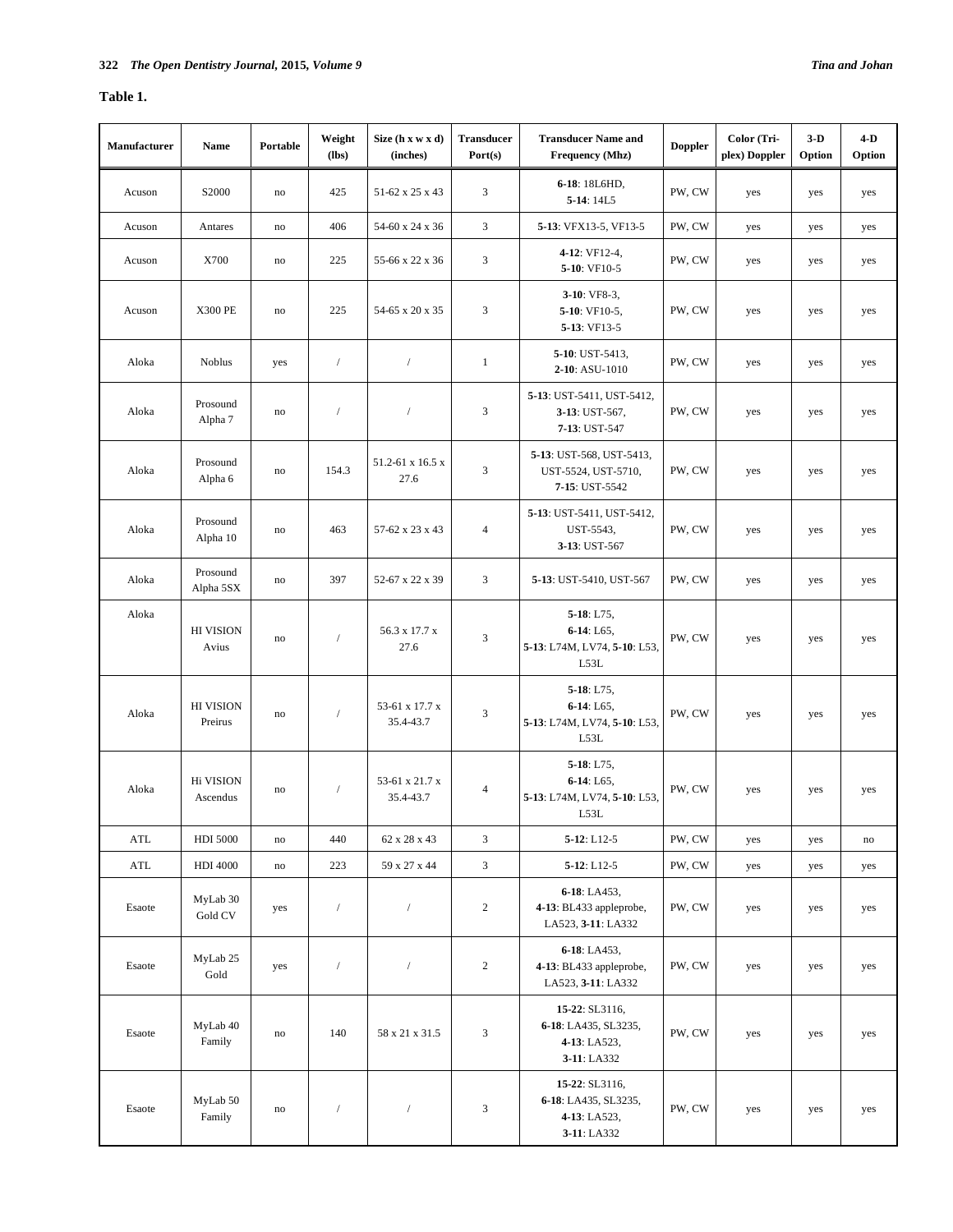**Table 1.**

| Manufacturer | Name | Portable | Weight (lbs) | Size (h x w x d) (inches) | Transducer Port(s) | Transducer Name and Frequency (Mhz) | Doppler | Color (Tri-plex) Doppler | 3-D Option | 4-D Option |
|---|---|---|---|---|---|---|---|---|---|---|
| Acuson | S2000 | no | 425 | 51-62 x 25 x 43 | 3 | **6-18**: 18L6HD, **5-14**: 14L5 | PW, CW | yes | yes | yes |
| Acuson | Antares | no | 406 | 54-60 x 24 x 36 | 3 | **5-13**: VFX13-5, VF13-5 | PW, CW | yes | yes | yes |
| Acuson | X700 | no | 225 | 55-66 x 22 x 36 | 3 | **4-12**: VF12-4, **5-10**: VF10-5 | PW, CW | yes | yes | yes |
| Acuson | X300 PE | no | 225 | 54-65 x 20 x 35 | 3 | **3-10**: VF8-3, **5-10**: VF10-5, **5-13**: VF13-5 | PW, CW | yes | yes | yes |
| Aloka | Noblus | yes | / | / | 1 | **5-10**: UST-5413, **2-10**: ASU-1010 | PW, CW | yes | yes | yes |
| Aloka | Prosound Alpha 7 | no | / | / | 3 | **5-13**: UST-5411, UST-5412, **3-13**: UST-567, **7-13**: UST-547 | PW, CW | yes | yes | yes |
| Aloka | Prosound Alpha 6 | no | 154.3 | 51.2-61 x 16.5 x 27.6 | 3 | **5-13**: UST-568, UST-5413, UST-5524, UST-5710, **7-15**: UST-5542 | PW, CW | yes | yes | yes |
| Aloka | Prosound Alpha 10 | no | 463 | 57-62 x 23 x 43 | 4 | **5-13**: UST-5411, UST-5412, UST-5543, **3-13**: UST-567 | PW, CW | yes | yes | yes |
| Aloka | Prosound Alpha 5SX | no | 397 | 52-67 x 22 x 39 | 3 | **5-13**: UST-5410, UST-567 | PW, CW | yes | yes | yes |
| Aloka | HI VISION Avius | no | / | 56.3 x 17.7 x 27.6 | 3 | **5-18**: L75, **6-14**: L65, **5-13**: L74M, LV74, **5-10**: L53, L53L | PW, CW | yes | yes | yes |
| Aloka | HI VISION Preirus | no | / | 53-61 x 17.7 x 35.4-43.7 | 3 | **5-18**: L75, **6-14**: L65, **5-13**: L74M, LV74, **5-10**: L53, L53L | PW, CW | yes | yes | yes |
| Aloka | Hi VISION Ascendus | no | / | 53-61 x 21.7 x 35.4-43.7 | 4 | **5-18**: L75, **6-14**: L65, **5-13**: L74M, LV74, **5-10**: L53, L53L | PW, CW | yes | yes | yes |
| ATL | HDI 5000 | no | 440 | 62 x 28 x 43 | 3 | **5-12**: L12-5 | PW, CW | yes | yes | no |
| ATL | HDI 4000 | no | 223 | 59 x 27 x 44 | 3 | **5-12**: L12-5 | PW, CW | yes | yes | yes |
| Esaote | MyLab 30 Gold CV | yes | / | / | 2 | **6-18**: LA453, **4-13**: BL433 appleprobe, LA523, **3-11**: LA332 | PW, CW | yes | yes | yes |
| Esaote | MyLab 25 Gold | yes | / | / | 2 | **6-18**: LA453, **4-13**: BL433 appleprobe, LA523, **3-11**: LA332 | PW, CW | yes | yes | yes |
| Esaote | MyLab 40 Family | no | 140 | 58 x 21 x 31.5 | 3 | **15-22**: SL3116, **6-18**: LA435, SL3235, **4-13**: LA523, **3-11**: LA332 | PW, CW | yes | yes | yes |
| Esaote | MyLab 50 Family | no | / | / | 3 | **15-22**: SL3116, **6-18**: LA435, SL3235, **4-13**: LA523, **3-11**: LA332 | PW, CW | yes | yes | yes |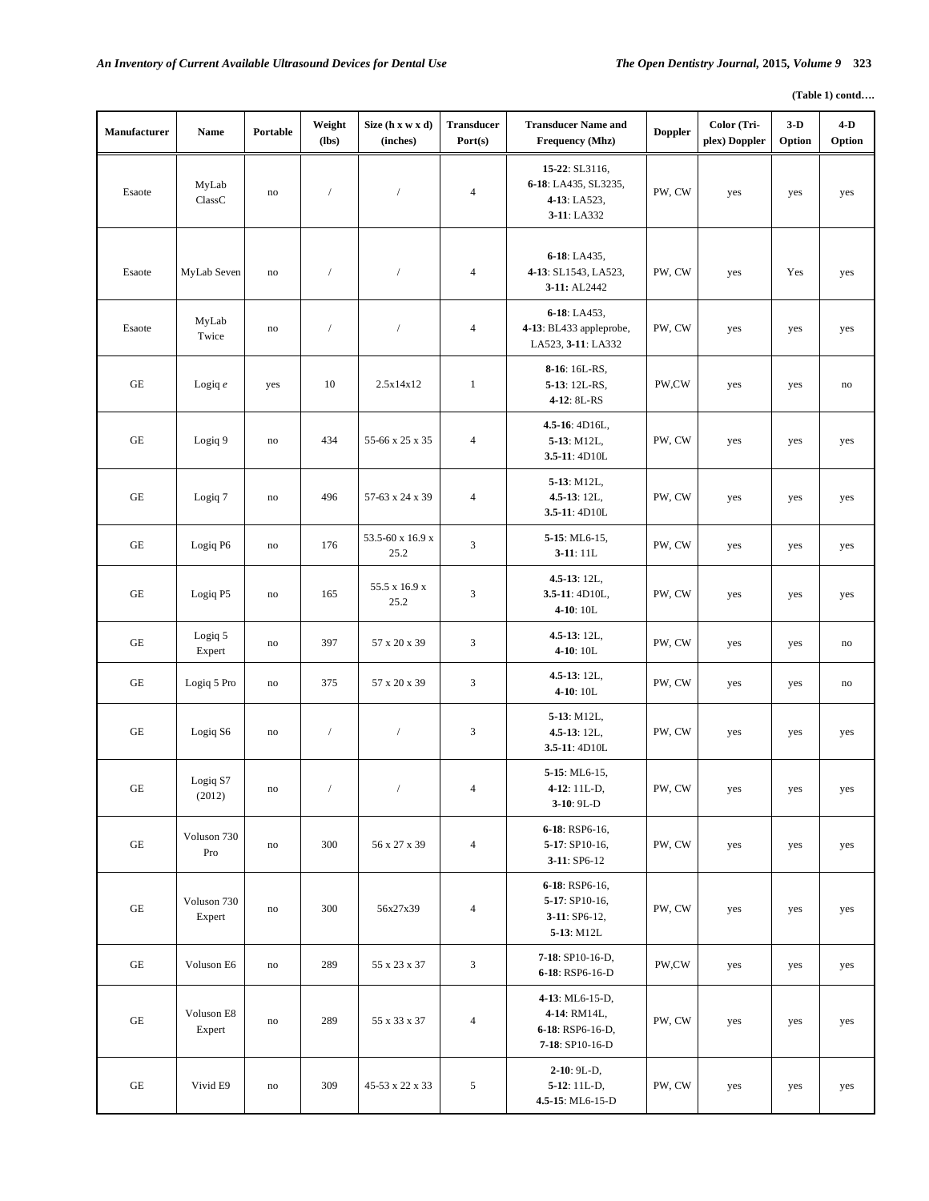(Table 1) contd….

| Manufacturer | Name | Portable | Weight (lbs) | Size (h x w x d) (inches) | Transducer Port(s) | Transducer Name and Frequency (Mhz) | Doppler | Color (Tri-plex) Doppler | 3-D Option | 4-D Option |
|---|---|---|---|---|---|---|---|---|---|---|
| Esaote | MyLab ClassC | no | / | / | 4 | **15-22**: SL3116, **6-18**: LA435, SL3235, **4-13**: LA523, **3-11**: LA332 | PW, CW | yes | yes | yes |
| Esaote | MyLab Seven | no | / | / | 4 | **6-18**: LA435, **4-13**: SL1543, LA523, **3-11:** AL2442 | PW, CW | yes | Yes | yes |
| Esaote | MyLab Twice | no | / | / | 4 | **6-18**: LA453, **4-13**: BL433 appleprobe, LA523, **3-11**: LA332 | PW, CW | yes | yes | yes |
| GE | Logiq *e* | yes | 10 | 2.5x14x12 | 1 | **8-16**: 16L-RS, **5-13**: 12L-RS, **4-12**: 8L-RS | PW,CW | yes | yes | no |
| GE | Logiq 9 | no | 434 | 55-66 x 25 x 35 | 4 | **4.5-16**: 4D16L, **5-13**: M12L, **3.5-11**: 4D10L | PW, CW | yes | yes | yes |
| GE | Logiq 7 | no | 496 | 57-63 x 24 x 39 | 4 | **5-13**: M12L, **4.5-13**: 12L, **3.5-11**: 4D10L | PW, CW | yes | yes | yes |
| GE | Logiq P6 | no | 176 | 53.5-60 x 16.9 x 25.2 | 3 | **5-15**: ML6-15, **3-11**: 11L | PW, CW | yes | yes | yes |
| GE | Logiq P5 | no | 165 | 55.5 x 16.9 x 25.2 | 3 | **4.5-13**: 12L, **3.5-11**: 4D10L, **4-10**: 10L | PW, CW | yes | yes | yes |
| GE | Logiq 5 Expert | no | 397 | 57 x 20 x 39 | 3 | **4.5-13**: 12L, **4-10**: 10L | PW, CW | yes | yes | no |
| GE | Logiq 5 Pro | no | 375 | 57 x 20 x 39 | 3 | **4.5-13**: 12L, **4-10**: 10L | PW, CW | yes | yes | no |
| GE | Logiq S6 | no | / | / | 3 | **5-13**: M12L, **4.5-13**: 12L, **3.5-11**: 4D10L | PW, CW | yes | yes | yes |
| GE | Logiq S7 (2012) | no | / | / | 4 | **5-15**: ML6-15, **4-12**: 11L-D, **3-10**: 9L-D | PW, CW | yes | yes | yes |
| GE | Voluson 730 Pro | no | 300 | 56 x 27 x 39 | 4 | **6-18**: RSP6-16, **5-17**: SP10-16, **3-11**: SP6-12 | PW, CW | yes | yes | yes |
| GE | Voluson 730 Expert | no | 300 | 56x27x39 | 4 | **6-18**: RSP6-16, **5-17**: SP10-16, **3-11**: SP6-12, **5-13**: M12L | PW, CW | yes | yes | yes |
| GE | Voluson E6 | no | 289 | 55 x 23 x 37 | 3 | **7-18**: SP10-16-D, **6-18**: RSP6-16-D | PW,CW | yes | yes | yes |
| GE | Voluson E8 Expert | no | 289 | 55 x 33 x 37 | 4 | **4-13**: ML6-15-D, **4-14**: RM14L, **6-18**: RSP6-16-D, **7-18**: SP10-16-D | PW, CW | yes | yes | yes |
| GE | Vivid E9 | no | 309 | 45-53 x 22 x 33 | 5 | **2-10**: 9L-D, **5-12**: 11L-D, **4.5-15**: ML6-15-D | PW, CW | yes | yes | yes |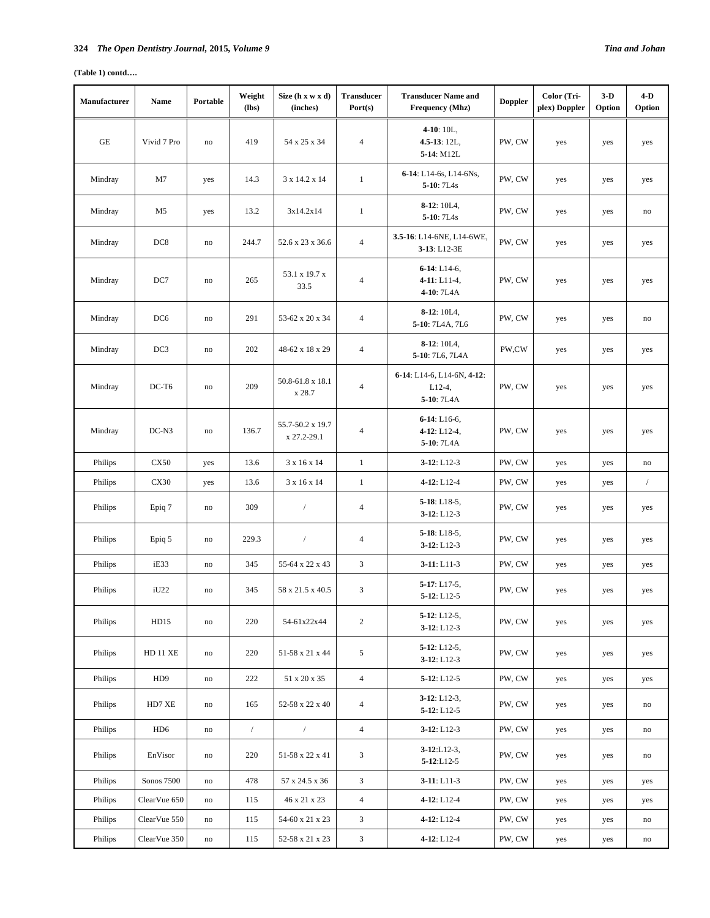**(Table 1) contd….**

| Manufacturer | Name | Portable | Weight (lbs) | Size (h x w x d) (inches) | Transducer Port(s) | Transducer Name and Frequency (Mhz) | Doppler | Color (Tri-plex) Doppler | 3-D Option | 4-D Option |
|---|---|---|---|---|---|---|---|---|---|---|
| GE | Vivid 7 Pro | no | 419 | 54 x 25 x 34 | 4 | **4-10**: 10L, **4.5-13**: 12L, **5-14**: M12L | PW, CW | yes | yes | yes |
| Mindray | M7 | yes | 14.3 | 3 x 14.2 x 14 | 1 | **6-14**: L14-6s, L14-6Ns, **5-10**: 7L4s | PW, CW | yes | yes | yes |
| Mindray | M5 | yes | 13.2 | 3x14.2x14 | 1 | **8-12**: 10L4, **5-10**: 7L4s | PW, CW | yes | yes | no |
| Mindray | DC8 | no | 244.7 | 52.6 x 23 x 36.6 | 4 | **3.5-16**: L14-6NE, L14-6WE, **3-13**: L12-3E | PW, CW | yes | yes | yes |
| Mindray | DC7 | no | 265 | 53.1 x 19.7 x 33.5 | 4 | **6-14**: L14-6, **4-11**: L11-4, **4-10**: 7L4A | PW, CW | yes | yes | yes |
| Mindray | DC6 | no | 291 | 53-62 x 20 x 34 | 4 | **8-12**: 10L4, **5-10**: 7L4A, 7L6 | PW, CW | yes | yes | no |
| Mindray | DC3 | no | 202 | 48-62 x 18 x 29 | 4 | **8-12**: 10L4, **5-10**: 7L6, 7L4A | PW,CW | yes | yes | yes |
| Mindray | DC-T6 | no | 209 | 50.8-61.8 x 18.1 x 28.7 | 4 | **6-14**: L14-6, L14-6N, **4-12**: L12-4, **5-10**: 7L4A | PW, CW | yes | yes | yes |
| Mindray | DC-N3 | no | 136.7 | 55.7-50.2 x 19.7 x 27.2-29.1 | 4 | **6-14**: L16-6, **4-12**: L12-4, **5-10**: 7L4A | PW, CW | yes | yes | yes |
| Philips | CX50 | yes | 13.6 | 3 x 16 x 14 | 1 | **3-12**: L12-3 | PW, CW | yes | yes | no |
| Philips | CX30 | yes | 13.6 | 3 x 16 x 14 | 1 | **4-12**: L12-4 | PW, CW | yes | yes | / |
| Philips | Epiq 7 | no | 309 | / | 4 | **5-18**: L18-5, **3-12**: L12-3 | PW, CW | yes | yes | yes |
| Philips | Epiq 5 | no | 229.3 | / | 4 | **5-18**: L18-5, **3-12**: L12-3 | PW, CW | yes | yes | yes |
| Philips | iE33 | no | 345 | 55-64 x 22 x 43 | 3 | **3-11**: L11-3 | PW, CW | yes | yes | yes |
| Philips | iU22 | no | 345 | 58 x 21.5 x 40.5 | 3 | **5-17**: L17-5, **5-12**: L12-5 | PW, CW | yes | yes | yes |
| Philips | HD15 | no | 220 | 54-61x22x44 | 2 | **5-12**: L12-5, **3-12**: L12-3 | PW, CW | yes | yes | yes |
| Philips | HD 11 XE | no | 220 | 51-58 x 21 x 44 | 5 | **5-12**: L12-5, **3-12**: L12-3 | PW, CW | yes | yes | yes |
| Philips | HD9 | no | 222 | 51 x 20 x 35 | 4 | **5-12**: L12-5 | PW, CW | yes | yes | yes |
| Philips | HD7 XE | no | 165 | 52-58 x 22 x 40 | 4 | **3-12**: L12-3, **5-12**: L12-5 | PW, CW | yes | yes | no |
| Philips | HD6 | no | / | / | 4 | **3-12**: L12-3 | PW, CW | yes | yes | no |
| Philips | EnVisor | no | 220 | 51-58 x 22 x 41 | 3 | **3-12**:L12-3, **5-12**:L12-5 | PW, CW | yes | yes | no |
| Philips | Sonos 7500 | no | 478 | 57 x 24.5 x 36 | 3 | **3-11**: L11-3 | PW, CW | yes | yes | yes |
| Philips | ClearVue 650 | no | 115 | 46 x 21 x 23 | 4 | **4-12**: L12-4 | PW, CW | yes | yes | yes |
| Philips | ClearVue 550 | no | 115 | 54-60 x 21 x 23 | 3 | **4-12**: L12-4 | PW, CW | yes | yes | no |
| Philips | ClearVue 350 | no | 115 | 52-58 x 21 x 23 | 3 | **4-12**: L12-4 | PW, CW | yes | yes | no |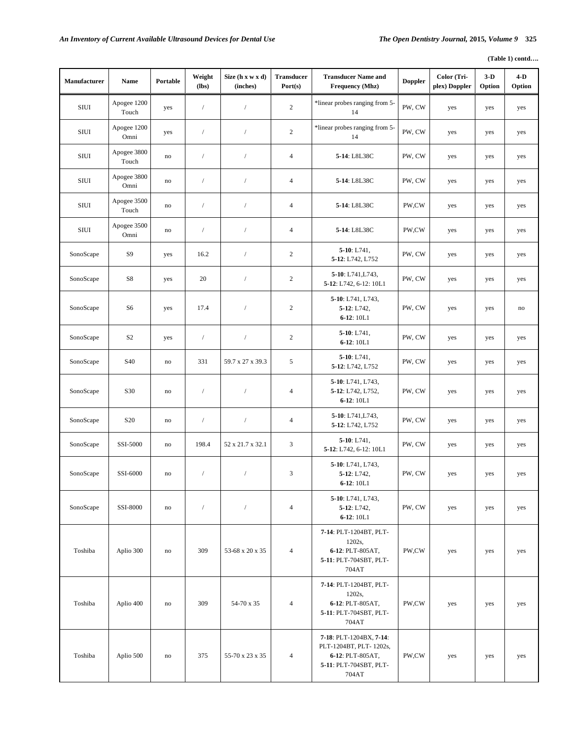**(Table 1) contd….**

| Manufacturer | Name | Portable | Weight (lbs) | Size (h x w x d) (inches) | Transducer Port(s) | Transducer Name and Frequency (Mhz) | Doppler | Color (Tri-plex) Doppler | 3-D Option | 4-D Option |
|---|---|---|---|---|---|---|---|---|---|---|
| SIUI | Apogee 1200 Touch | yes | / | / | 2 | *linear probes ranging from 5-14 | PW, CW | yes | yes | yes |
| SIUI | Apogee 1200 Omni | yes | / | / | 2 | *linear probes ranging from 5-14 | PW, CW | yes | yes | yes |
| SIUI | Apogee 3800 Touch | no | / | / | 4 | **5-14**: L8L38C | PW, CW | yes | yes | yes |
| SIUI | Apogee 3800 Omni | no | / | / | 4 | **5-14**: L8L38C | PW, CW | yes | yes | yes |
| SIUI | Apogee 3500 Touch | no | / | / | 4 | **5-14**: L8L38C | PW,CW | yes | yes | yes |
| SIUI | Apogee 3500 Omni | no | / | / | 4 | **5-14**: L8L38C | PW,CW | yes | yes | yes |
| SonoScape | S9 | yes | 16.2 | / | 2 | **5-10**: L741, **5-12**: L742, L752 | PW, CW | yes | yes | yes |
| SonoScape | S8 | yes | 20 | / | 2 | **5-10**: L741,L743, **5-12**: L742, 6-12: 10L1 | PW, CW | yes | yes | yes |
| SonoScape | S6 | yes | 17.4 | / | 2 | **5-10**: L741, L743, **5-12**: L742, **6-12**: 10L1 | PW, CW | yes | yes | no |
| SonoScape | S2 | yes | / | / | 2 | **5-10**: L741, **6-12**: 10L1 | PW, CW | yes | yes | yes |
| SonoScape | S40 | no | 331 | 59.7 x 27 x 39.3 | 5 | **5-10**: L741, **5-12**: L742, L752 | PW, CW | yes | yes | yes |
| SonoScape | S30 | no | / | / | 4 | **5-10**: L741, L743, **5-12**: L742, L752, **6-12**: 10L1 | PW, CW | yes | yes | yes |
| SonoScape | S20 | no | / | / | 4 | **5-10**: L741,L743, **5-12**: L742, L752 | PW, CW | yes | yes | yes |
| SonoScape | SSI-5000 | no | 198.4 | 52 x 21.7 x 32.1 | 3 | **5-10**: L741, **5-12**: L742, 6-12: 10L1 | PW, CW | yes | yes | yes |
| SonoScape | SSI-6000 | no | / | / | 3 | **5-10**: L741, L743, **5-12**: L742, **6-12**: 10L1 | PW, CW | yes | yes | yes |
| SonoScape | SSI-8000 | no | / | / | 4 | **5-10**: L741, L743, **5-12**: L742, **6-12**: 10L1 | PW, CW | yes | yes | yes |
| Toshiba | Aplio 300 | no | 309 | 53-68 x 20 x 35 | 4 | **7-14**: PLT-1204BT, PLT-1202s, **6-12**: PLT-805AT, **5-11**: PLT-704SBT, PLT-704AT | PW,CW | yes | yes | yes |
| Toshiba | Aplio 400 | no | 309 | 54-70 x 35 | 4 | **7-14**: PLT-1204BT, PLT-1202s, **6-12**: PLT-805AT, **5-11**: PLT-704SBT, PLT-704AT | PW,CW | yes | yes | yes |
| Toshiba | Aplio 500 | no | 375 | 55-70 x 23 x 35 | 4 | **7-18**: PLT-1204BX, **7-14**: PLT-1204BT, PLT- 1202s, **6-12**: PLT-805AT, **5-11**: PLT-704SBT, PLT-704AT | PW,CW | yes | yes | yes |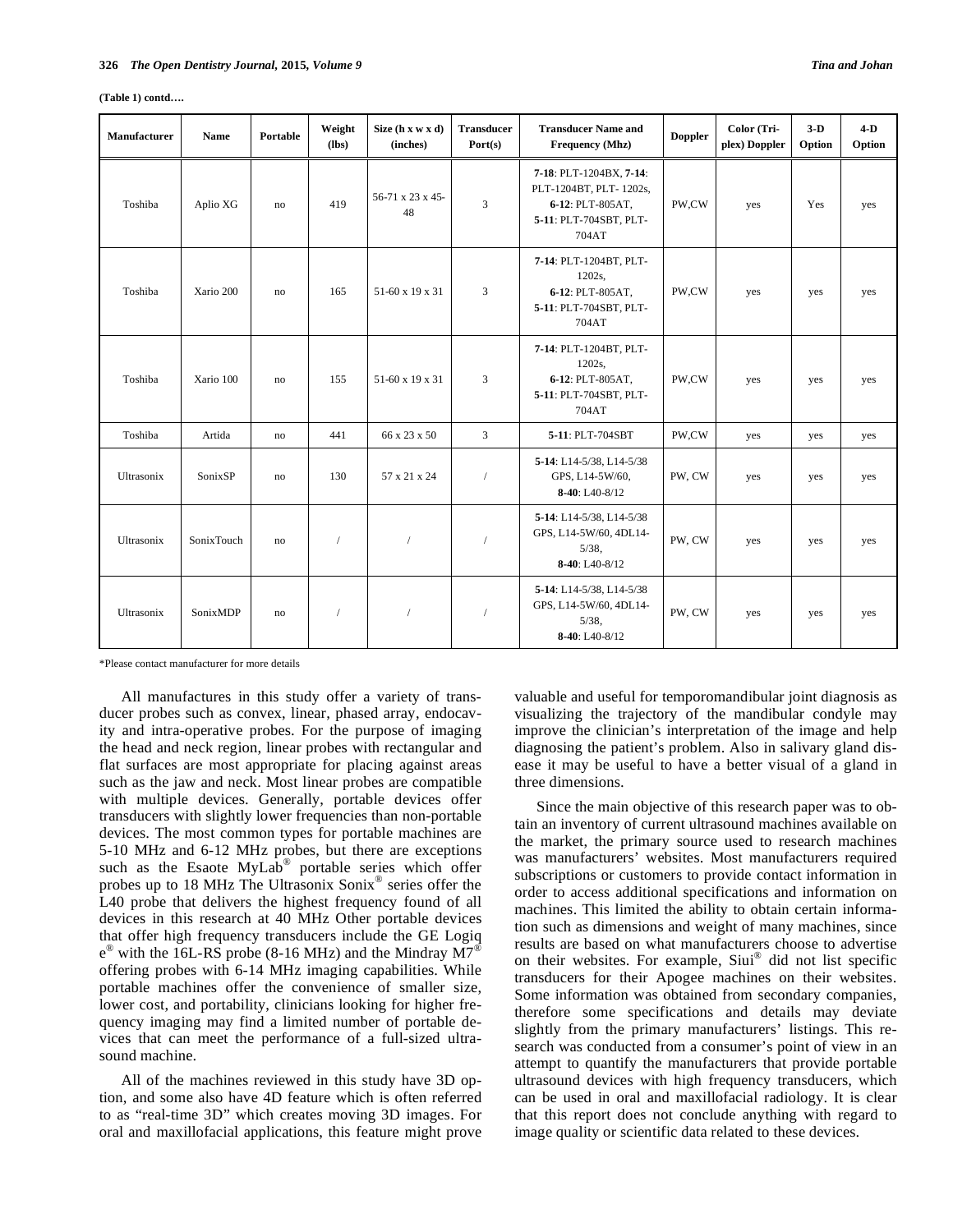(Table 1) contd….

| Manufacturer | Name | Portable | Weight (lbs) | Size (h x w x d) (inches) | Transducer Port(s) | Transducer Name and Frequency (Mhz) | Doppler | Color (Tri-plex) Doppler | 3-D Option | 4-D Option |
|---|---|---|---|---|---|---|---|---|---|---|
| Toshiba | Aplio XG | no | 419 | 56-71 x 23 x 45-48 | 3 | **7-18**: PLT-1204BX, **7-14**: PLT-1204BT, PLT- 1202s, **6-12**: PLT-805AT, **5-11**: PLT-704SBT, PLT-704AT | PW,CW | yes | Yes | yes |
| Toshiba | Xario 200 | no | 165 | 51-60 x 19 x 31 | 3 | **7-14**: PLT-1204BT, PLT-1202s, **6-12**: PLT-805AT, **5-11**: PLT-704SBT, PLT-704AT | PW,CW | yes | yes | yes |
| Toshiba | Xario 100 | no | 155 | 51-60 x 19 x 31 | 3 | **7-14**: PLT-1204BT, PLT-1202s, **6-12**: PLT-805AT, **5-11**: PLT-704SBT, PLT-704AT | PW,CW | yes | yes | yes |
| Toshiba | Artida | no | 441 | 66 x 23 x 50 | 3 | **5-11**: PLT-704SBT | PW,CW | yes | yes | yes |
| Ultrasonix | SonixSP | no | 130 | 57 x 21 x 24 | / | **5-14**: L14-5/38, L14-5/38 GPS, L14-5W/60, **8-40**: L40-8/12 | PW, CW | yes | yes | yes |
| Ultrasonix | SonixTouch | no | / | / | / | **5-14**: L14-5/38, L14-5/38 GPS, L14-5W/60, 4DL14-5/38, **8-40**: L40-8/12 | PW, CW | yes | yes | yes |
| Ultrasonix | SonixMDP | no | / | / | / | **5-14**: L14-5/38, L14-5/38 GPS, L14-5W/60, 4DL14-5/38, **8-40**: L40-8/12 | PW, CW | yes | yes | yes |

*Please contact manufacturer for more details

All manufactures in this study offer a variety of transducer probes such as convex, linear, phased array, endocavity and intra-operative probes. For the purpose of imaging the head and neck region, linear probes with rectangular and flat surfaces are most appropriate for placing against areas such as the jaw and neck. Most linear probes are compatible with multiple devices. Generally, portable devices offer transducers with slightly lower frequencies than non-portable devices. The most common types for portable machines are 5-10 MHz and 6-12 MHz probes, but there are exceptions such as the Esaote MyLab® portable series which offer probes up to 18 MHz The Ultrasonix Sonix® series offer the L40 probe that delivers the highest frequency found of all devices in this research at 40 MHz Other portable devices that offer high frequency transducers include the GE Logiq e® with the 16L-RS probe (8-16 MHz) and the Mindray M7® offering probes with 6-14 MHz imaging capabilities. While portable machines offer the convenience of smaller size, lower cost, and portability, clinicians looking for higher frequency imaging may find a limited number of portable devices that can meet the performance of a full-sized ultrasound machine.

All of the machines reviewed in this study have 3D option, and some also have 4D feature which is often referred to as "real-time 3D" which creates moving 3D images. For oral and maxillofacial applications, this feature might prove valuable and useful for temporomandibular joint diagnosis as visualizing the trajectory of the mandibular condyle may improve the clinician's interpretation of the image and help diagnosing the patient's problem. Also in salivary gland disease it may be useful to have a better visual of a gland in three dimensions.

Since the main objective of this research paper was to obtain an inventory of current ultrasound machines available on the market, the primary source used to research machines was manufacturers' websites. Most manufacturers required subscriptions or customers to provide contact information in order to access additional specifications and information on machines. This limited the ability to obtain certain information such as dimensions and weight of many machines, since results are based on what manufacturers choose to advertise on their websites. For example, Siui® did not list specific transducers for their Apogee machines on their websites. Some information was obtained from secondary companies, therefore some specifications and details may deviate slightly from the primary manufacturers' listings. This research was conducted from a consumer's point of view in an attempt to quantify the manufacturers that provide portable ultrasound devices with high frequency transducers, which can be used in oral and maxillofacial radiology. It is clear that this report does not conclude anything with regard to image quality or scientific data related to these devices.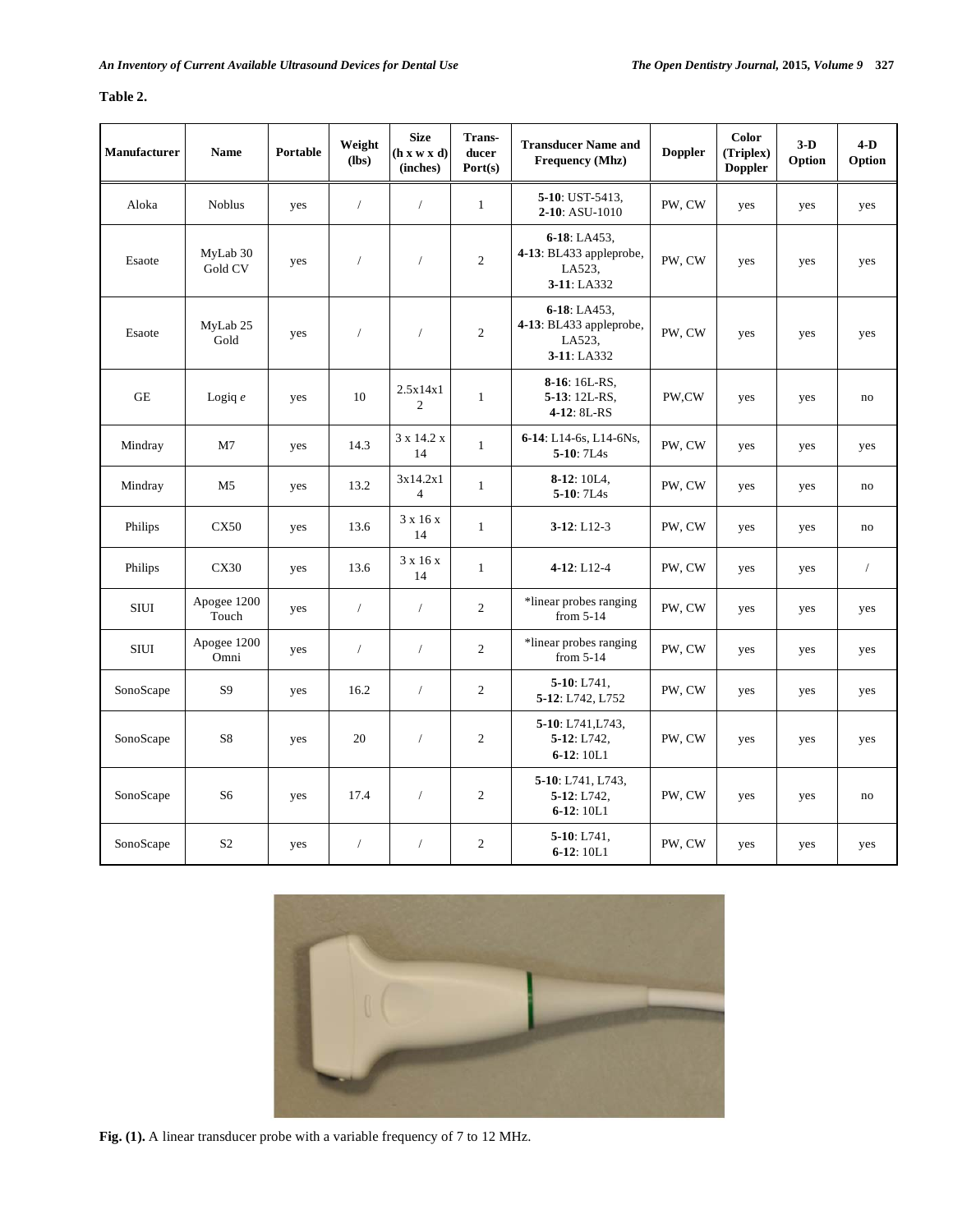**Table 2.**

| Manufacturer | Name | Portable | Weight (lbs) | Size (h x w x d) (inches) | Trans-ducer Port(s) | Transducer Name and Frequency (Mhz) | Doppler | Color (Triplex) Doppler | 3-D Option | 4-D Option |
|---|---|---|---|---|---|---|---|---|---|---|
| Aloka | Noblus | yes | / | / | 1 | **5-10**: UST-5413, **2-10**: ASU-1010 | PW, CW | yes | yes | yes |
| Esaote | MyLab 30 Gold CV | yes | / | / | 2 | **6-18**: LA453, **4-13**: BL433 appleprobe, LA523, **3-11**: LA332 | PW, CW | yes | yes | yes |
| Esaote | MyLab 25 Gold | yes | / | / | 2 | **6-18**: LA453, **4-13**: BL433 appleprobe, LA523, **3-11**: LA332 | PW, CW | yes | yes | yes |
| GE | Logiq *e* | yes | 10 | 2.5x14x12 | 1 | **8-16**: 16L-RS, **5-13**: 12L-RS, **4-12**: 8L-RS | PW,CW | yes | yes | no |
| Mindray | M7 | yes | 14.3 | 3 x 14.2 x 14 | 1 | **6-14**: L14-6s, L14-6Ns, **5-10**: 7L4s | PW, CW | yes | yes | yes |
| Mindray | M5 | yes | 13.2 | 3x14.2x14 | 1 | **8-12**: 10L4, **5-10**: 7L4s | PW, CW | yes | yes | no |
| Philips | CX50 | yes | 13.6 | 3 x 16 x 14 | 1 | **3-12**: L12-3 | PW, CW | yes | yes | no |
| Philips | CX30 | yes | 13.6 | 3 x 16 x 14 | 1 | **4-12**: L12-4 | PW, CW | yes | yes | / |
| SIUI | Apogee 1200 Touch | yes | / | / | 2 | *linear probes ranging from 5-14 | PW, CW | yes | yes | yes |
| SIUI | Apogee 1200 Omni | yes | / | / | 2 | *linear probes ranging from 5-14 | PW, CW | yes | yes | yes |
| SonoScape | S9 | yes | 16.2 | / | 2 | **5-10**: L741, **5-12**: L742, L752 | PW, CW | yes | yes | yes |
| SonoScape | S8 | yes | 20 | / | 2 | **5-10**: L741,L743, **5-12**: L742, **6-12**: 10L1 | PW, CW | yes | yes | yes |
| SonoScape | S6 | yes | 17.4 | / | 2 | **5-10**: L741, L743, **5-12**: L742, **6-12**: 10L1 | PW, CW | yes | yes | no |
| SonoScape | S2 | yes | / | / | 2 | **5-10**: L741, **6-12**: 10L1 | PW, CW | yes | yes | yes |

**Fig. (1).** A linear transducer probe with a variable frequency of 7 to 12 MHz.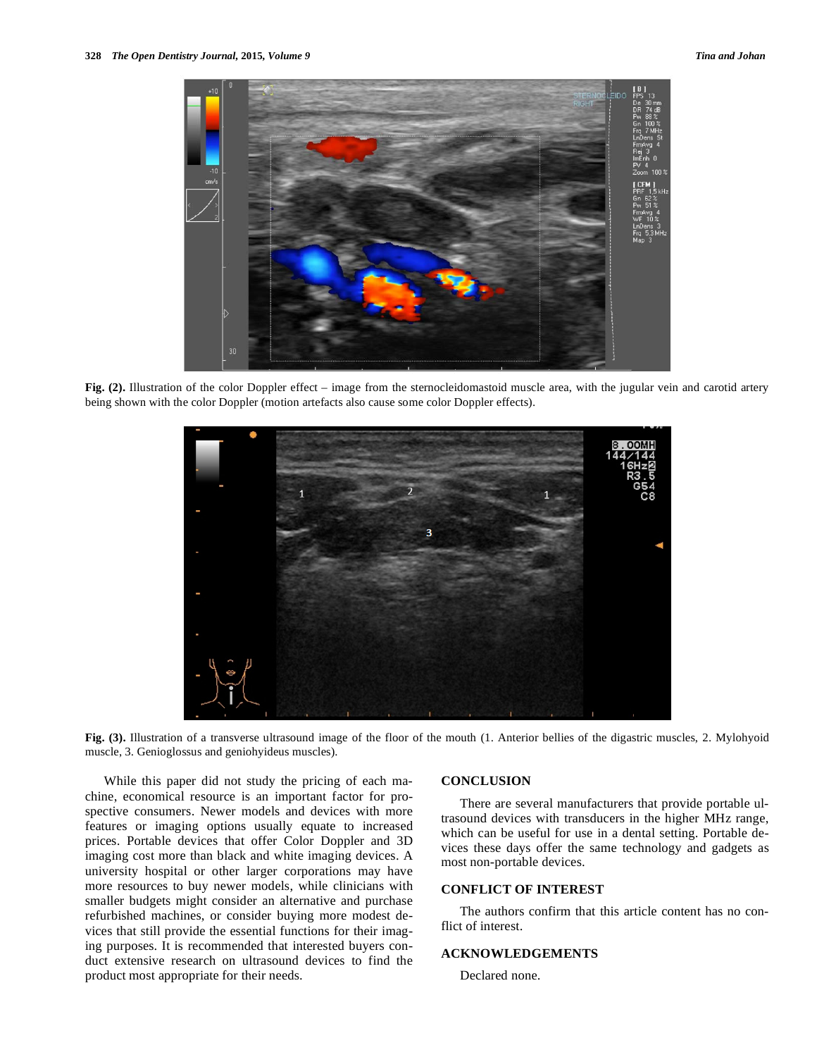Fig. (2). Illustration of the color Doppler effect – image from the sternocleidomastoid muscle area, with the jugular vein and carotid artery being shown with the color Doppler (motion artefacts also cause some color Doppler effects).

Fig. (3). Illustration of a transverse ultrasound image of the floor of the mouth (1. Anterior bellies of the digastric muscles, 2. Mylohyoid muscle, 3. Genioglossus and geniohyideus muscles).

While this paper did not study the pricing of each machine, economical resource is an important factor for prospective consumers. Newer models and devices with more features or imaging options usually equate to increased prices. Portable devices that offer Color Doppler and 3D imaging cost more than black and white imaging devices. A university hospital or other larger corporations may have more resources to buy newer models, while clinicians with smaller budgets might consider an alternative and purchase refurbished machines, or consider buying more modest devices that still provide the essential functions for their imaging purposes. It is recommended that interested buyers conduct extensive research on ultrasound devices to find the product most appropriate for their needs.

## CONCLUSION

There are several manufacturers that provide portable ultrasound devices with transducers in the higher MHz range, which can be useful for use in a dental setting. Portable devices these days offer the same technology and gadgets as most non-portable devices.

## CONFLICT OF INTEREST

The authors confirm that this article content has no conflict of interest.

## ACKNOWLEDGEMENTS

Declared none.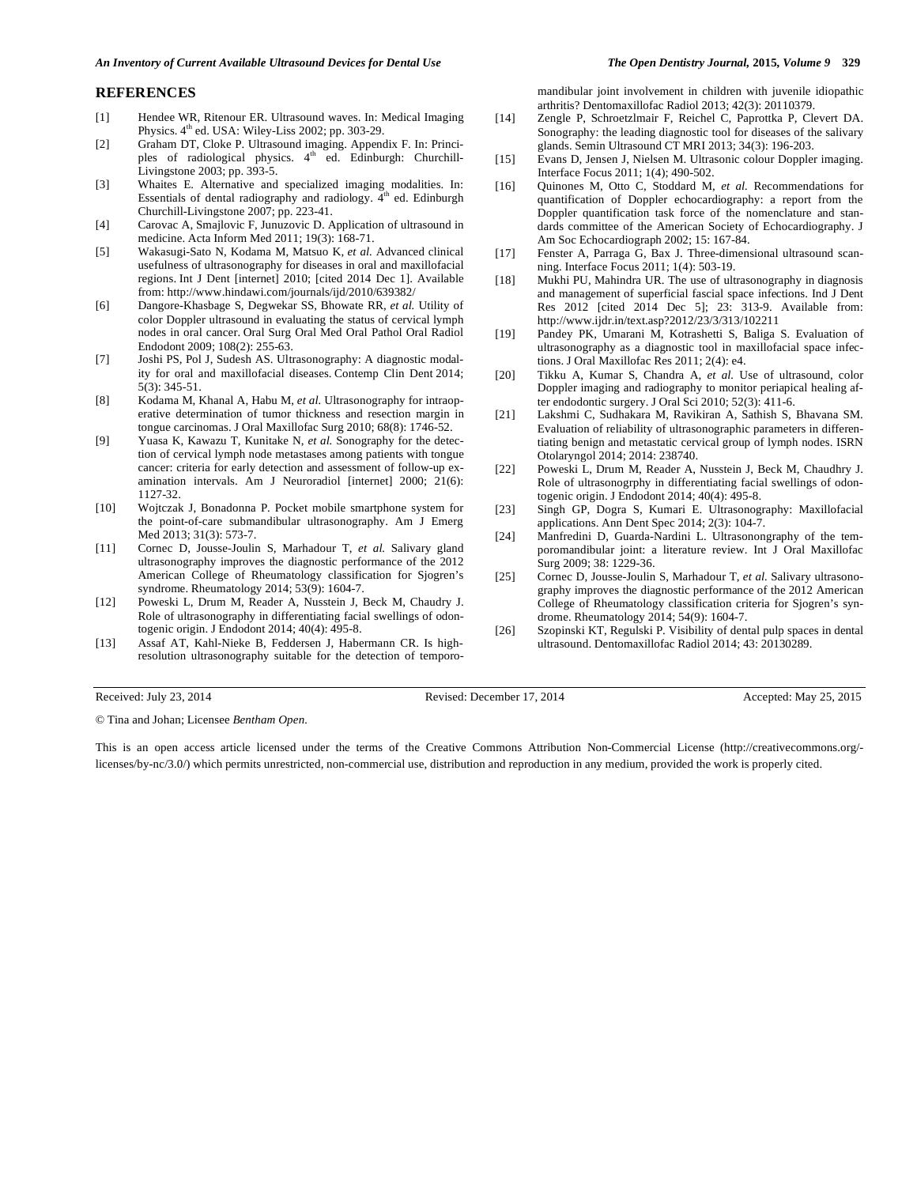## REFERENCES

[1] Hendee WR, Ritenour ER. Ultrasound waves. In: Medical Imaging Physics. 4th ed. USA: Wiley-Liss 2002; pp. 303-29.

[2] Graham DT, Cloke P. Ultrasound imaging. Appendix F. In: Principles of radiological physics. 4th ed. Edinburgh: Churchill-Livingstone 2003; pp. 393-5.

[3] Whaites E. Alternative and specialized imaging modalities. In: Essentials of dental radiography and radiology. 4th ed. Edinburgh Churchill-Livingstone 2007; pp. 223-41.

[4] Carovac A, Smajlovic F, Junuzovic D. Application of ultrasound in medicine. Acta Inform Med 2011; 19(3): 168-71.

[5] Wakasugi-Sato N, Kodama M, Matsuo K, *et al.* Advanced clinical usefulness of ultrasonography for diseases in oral and maxillofacial regions. Int J Dent [internet] 2010; [cited 2014 Dec 1]. Available from: http://www.hindawi.com/journals/ijd/2010/639382/

[6] Dangore-Khasbage S, Degwekar SS, Bhowate RR, *et al.* Utility of color Doppler ultrasound in evaluating the status of cervical lymph nodes in oral cancer. Oral Surg Oral Med Oral Pathol Oral Radiol Endodont 2009; 108(2): 255-63.

[7] Joshi PS, Pol J, Sudesh AS. Ultrasonography: A diagnostic modality for oral and maxillofacial diseases. Contemp Clin Dent 2014; 5(3): 345-51.

[8] Kodama M, Khanal A, Habu M, *et al.* Ultrasonography for intraoperative determination of tumor thickness and resection margin in tongue carcinomas. J Oral Maxillofac Surg 2010; 68(8): 1746-52.

[9] Yuasa K, Kawazu T, Kunitake N, *et al.* Sonography for the detection of cervical lymph node metastases among patients with tongue cancer: criteria for early detection and assessment of follow-up examination intervals. Am J Neuroradiol [internet] 2000; 21(6): 1127-32.

[10] Wojtczak J, Bonadonna P. Pocket mobile smartphone system for the point-of-care submandibular ultrasonography. Am J Emerg Med 2013; 31(3): 573-7.

[11] Cornec D, Jousse-Joulin S, Marhadour T, *et al.* Salivary gland ultrasonography improves the diagnostic performance of the 2012 American College of Rheumatology classification for Sjogren's syndrome. Rheumatology 2014; 53(9): 1604-7.

[12] Poweski L, Drum M, Reader A, Nusstein J, Beck M, Chaudry J. Role of ultrasonography in differentiating facial swellings of odontogenic origin. J Endodont 2014; 40(4): 495-8.

[13] Assaf AT, Kahl-Nieke B, Feddersen J, Habermann CR. Is high-resolution ultrasonography suitable for the detection of temporomandibular joint involvement in children with juvenile idiopathic arthritis? Dentomaxillofac Radiol 2013; 42(3): 20110379.

[14] Zengle P, Schroetzlmair F, Reichel C, Paprottka P, Clevert DA. Sonography: the leading diagnostic tool for diseases of the salivary glands. Semin Ultrasound CT MRI 2013; 34(3): 196-203.

[15] Evans D, Jensen J, Nielsen M. Ultrasonic colour Doppler imaging. Interface Focus 2011; 1(4); 490-502.

[16] Quinones M, Otto C, Stoddard M, *et al.* Recommendations for quantification of Doppler echocardiography: a report from the Doppler quantification task force of the nomenclature and standards committee of the American Society of Echocardiography. J Am Soc Echocardiograph 2002; 15: 167-84.

[17] Fenster A, Parraga G, Bax J. Three-dimensional ultrasound scanning. Interface Focus 2011; 1(4): 503-19.

[18] Mukhi PU, Mahindra UR. The use of ultrasonography in diagnosis and management of superficial fascial space infections. Ind J Dent Res 2012 [cited 2014 Dec 5]; 23: 313-9. Available from: http://www.ijdr.in/text.asp?2012/23/3/313/102211

[19] Pandey PK, Umarani M, Kotrashetti S, Baliga S. Evaluation of ultrasonography as a diagnostic tool in maxillofacial space infections. J Oral Maxillofac Res 2011; 2(4): e4.

[20] Tikku A, Kumar S, Chandra A, *et al.* Use of ultrasound, color Doppler imaging and radiography to monitor periapical healing after endodontic surgery. J Oral Sci 2010; 52(3): 411-6.

[21] Lakshmi C, Sudhakara M, Ravikiran A, Sathish S, Bhavana SM. Evaluation of reliability of ultrasonographic parameters in differentiating benign and metastatic cervical group of lymph nodes. ISRN Otolaryngol 2014; 2014: 238740.

[22] Poweski L, Drum M, Reader A, Nusstein J, Beck M, Chaudhry J. Role of ultrasonogrphy in differentiating facial swellings of odontogenic origin. J Endodont 2014; 40(4): 495-8.

[23] Singh GP, Dogra S, Kumari E. Ultrasonography: Maxillofacial applications. Ann Dent Spec 2014; 2(3): 104-7.

[24] Manfredini D, Guarda-Nardini L. Ultrasonongraphy of the temporomandibular joint: a literature review. Int J Oral Maxillofac Surg 2009; 38: 1229-36.

[25] Cornec D, Jousse-Joulin S, Marhadour T, *et al.* Salivary ultrasonography improves the diagnostic performance of the 2012 American College of Rheumatology classification criteria for Sjogren's syndrome. Rheumatology 2014; 54(9): 1604-7.

[26] Szopinski KT, Regulski P. Visibility of dental pulp spaces in dental ultrasound. Dentomaxillofac Radiol 2014; 43: 20130289.

Received: July 23, 2014 Revised: December 17, 2014 Accepted: May 25, 2015

© Tina and Johan; Licensee *Bentham Open*.

This is an open access article licensed under the terms of the Creative Commons Attribution Non-Commercial License (http://creativecommons.org/-licenses/by-nc/3.0/) which permits unrestricted, non-commercial use, distribution and reproduction in any medium, provided the work is properly cited.